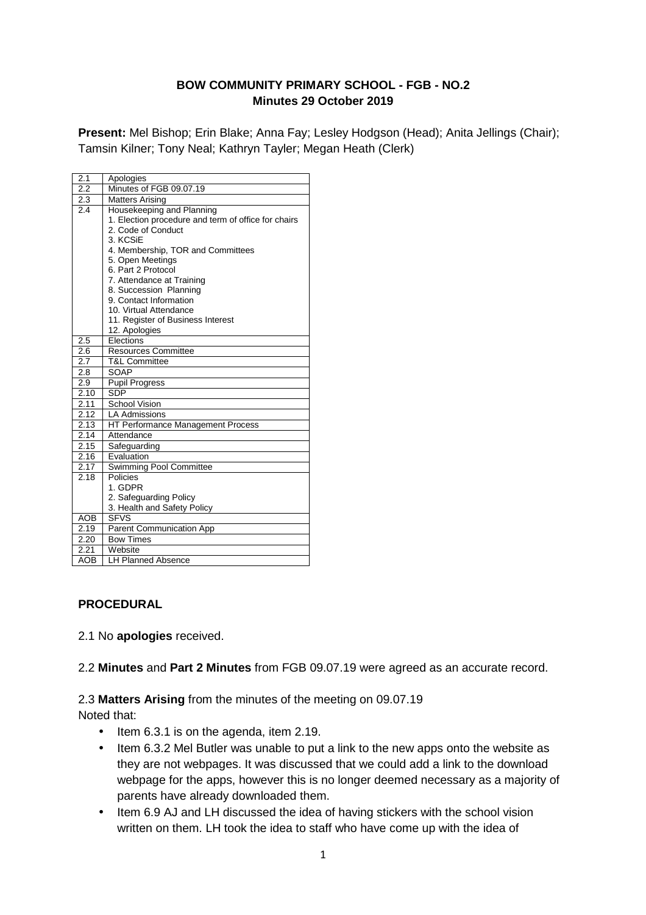**BOW COMMUNITY PRIMARY SCHOOL - FGB - NO.2**
**Minutes 29 October 2019**

**Present:** Mel Bishop; Erin Blake; Anna Fay; Lesley Hodgson (Head); Anita Jellings (Chair); Tamsin Kilner; Tony Neal; Kathryn Tayler; Megan Heath (Clerk)

| | |
|---|---|
| 2.1 | Apologies |
| 2.2 | Minutes of FGB 09.07.19 |
| 2.3 | Matters Arising |
| 2.4 | Housekeeping and Planning<br>1. Election procedure and term of office for chairs<br>2. Code of Conduct<br>3. KCSiE<br>4. Membership, TOR and Committees<br>5. Open Meetings<br>6. Part 2 Protocol<br>7. Attendance at Training<br>8. Succession Planning<br>9. Contact Information<br>10. Virtual Attendance<br>11. Register of Business Interest<br>12. Apologies |
| 2.5 | Elections |
| 2.6 | Resources Committee |
| 2.7 | T&L Committee |
| 2.8 | SOAP |
| 2.9 | Pupil Progress |
| 2.10 | SDP |
| 2.11 | School Vision |
| 2.12 | LA Admissions |
| 2.13 | HT Performance Management Process |
| 2.14 | Attendance |
| 2.15 | Safeguarding |
| 2.16 | Evaluation |
| 2.17 | Swimming Pool Committee |
| 2.18 | Policies<br>1. GDPR<br>2. Safeguarding Policy<br>3. Health and Safety Policy |
| AOB | SFVS |
| 2.19 | Parent Communication App |
| 2.20 | Bow Times |
| 2.21 | Website |
| AOB | LH Planned Absence |

**PROCEDURAL**

2.1 No **apologies** received.

2.2 **Minutes** and **Part 2 Minutes** from FGB 09.07.19 were agreed as an accurate record.

2.3 **Matters Arising** from the minutes of the meeting on 09.07.19
Noted that:

- Item 6.3.1 is on the agenda, item 2.19.
- Item 6.3.2 Mel Butler was unable to put a link to the new apps onto the website as they are not webpages. It was discussed that we could add a link to the download webpage for the apps, however this is no longer deemed necessary as a majority of parents have already downloaded them.
- Item 6.9 AJ and LH discussed the idea of having stickers with the school vision written on them. LH took the idea to staff who have come up with the idea of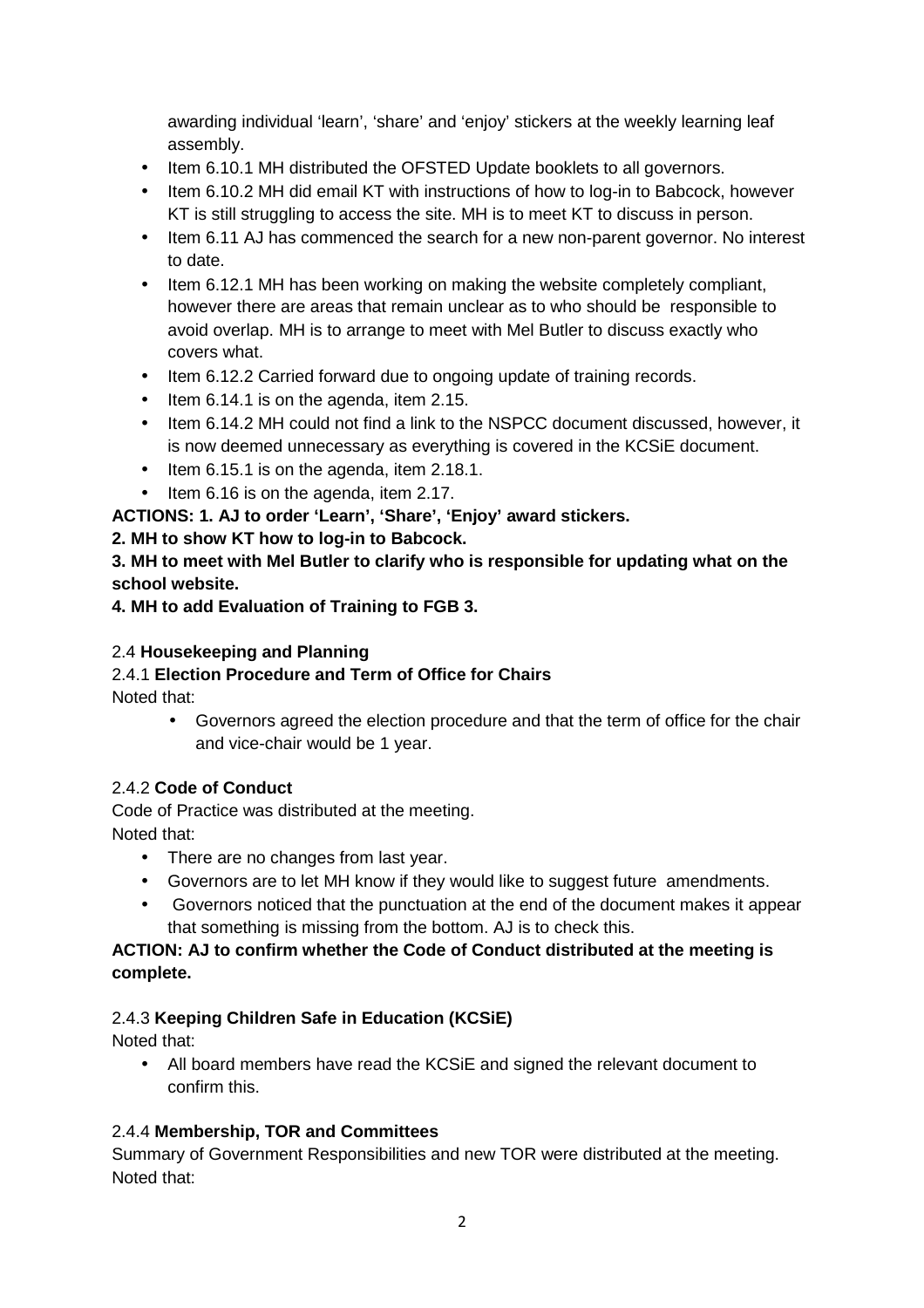awarding individual 'learn', 'share' and 'enjoy' stickers at the weekly learning leaf assembly.

- Item 6.10.1 MH distributed the OFSTED Update booklets to all governors.
- Item 6.10.2 MH did email KT with instructions of how to log-in to Babcock, however KT is still struggling to access the site. MH is to meet KT to discuss in person.
- Item 6.11 AJ has commenced the search for a new non-parent governor. No interest to date.
- Item 6.12.1 MH has been working on making the website completely compliant, however there are areas that remain unclear as to who should be responsible to avoid overlap. MH is to arrange to meet with Mel Butler to discuss exactly who covers what.
- Item 6.12.2 Carried forward due to ongoing update of training records.
- Item 6.14.1 is on the agenda, item 2.15.
- Item 6.14.2 MH could not find a link to the NSPCC document discussed, however, it is now deemed unnecessary as everything is covered in the KCSiE document.
- Item 6.15.1 is on the agenda, item 2.18.1.
- Item 6.16 is on the agenda, item 2.17.

**ACTIONS: 1. AJ to order 'Learn', 'Share', 'Enjoy' award stickers.**

**2. MH to show KT how to log-in to Babcock.**

**3. MH to meet with Mel Butler to clarify who is responsible for updating what on the school website.**

**4. MH to add Evaluation of Training to FGB 3.**

2.4 **Housekeeping and Planning**

2.4.1 **Election Procedure and Term of Office for Chairs**

Noted that:

- Governors agreed the election procedure and that the term of office for the chair and vice-chair would be 1 year.

2.4.2 **Code of Conduct**

Code of Practice was distributed at the meeting.

Noted that:

- There are no changes from last year.
- Governors are to let MH know if they would like to suggest future amendments.
- Governors noticed that the punctuation at the end of the document makes it appear that something is missing from the bottom. AJ is to check this.

**ACTION: AJ to confirm whether the Code of Conduct distributed at the meeting is complete.**

2.4.3 **Keeping Children Safe in Education (KCSiE)**

Noted that:

- All board members have read the KCSiE and signed the relevant document to confirm this.

2.4.4 **Membership, TOR and Committees**

Summary of Government Responsibilities and new TOR were distributed at the meeting.

Noted that: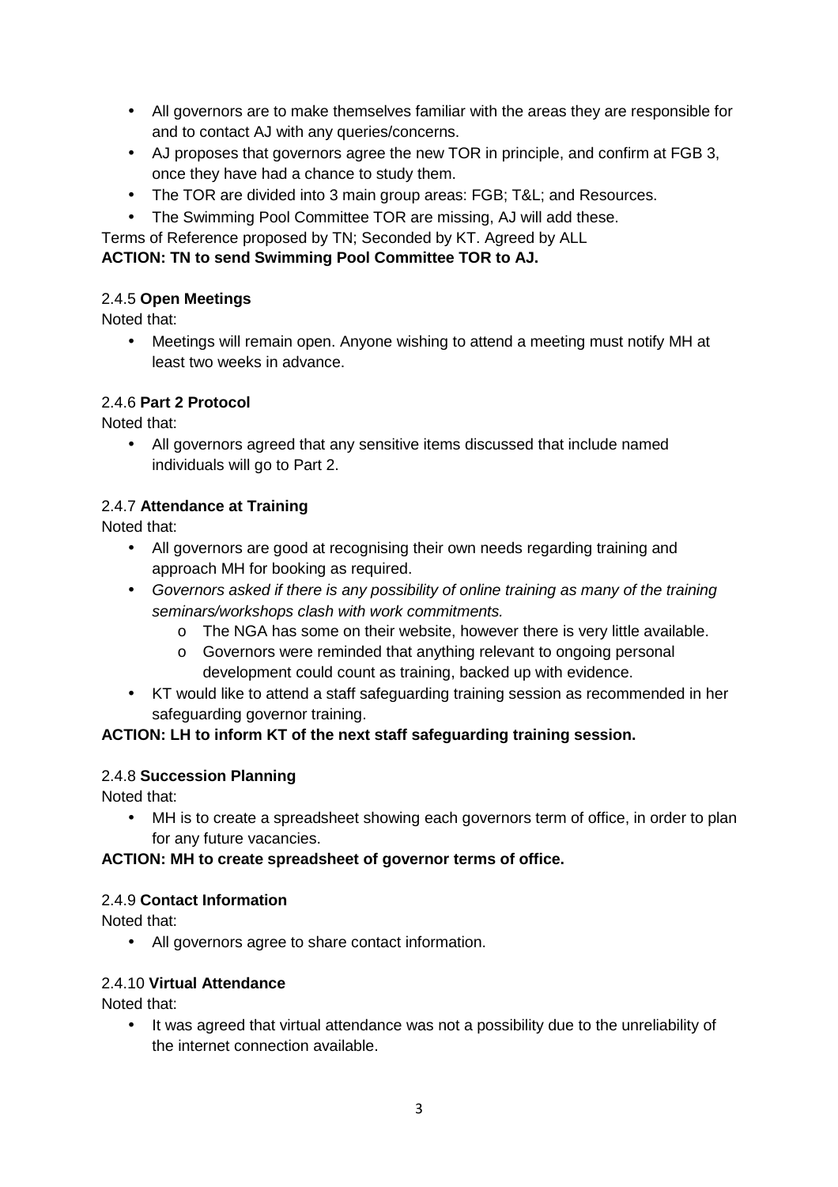- All governors are to make themselves familiar with the areas they are responsible for and to contact AJ with any queries/concerns.
- AJ proposes that governors agree the new TOR in principle, and confirm at FGB 3, once they have had a chance to study them.
- The TOR are divided into 3 main group areas: FGB; T&L; and Resources.
- The Swimming Pool Committee TOR are missing, AJ will add these.

Terms of Reference proposed by TN; Seconded by KT. Agreed by ALL

**ACTION: TN to send Swimming Pool Committee TOR to AJ.**

2.4.5 **Open Meetings**

Noted that:

- Meetings will remain open. Anyone wishing to attend a meeting must notify MH at least two weeks in advance.

2.4.6 **Part 2 Protocol**

Noted that:

- All governors agreed that any sensitive items discussed that include named individuals will go to Part 2.

2.4.7 **Attendance at Training**

Noted that:

- All governors are good at recognising their own needs regarding training and approach MH for booking as required.
- *Governors asked if there is any possibility of online training as many of the training seminars/workshops clash with work commitments.*
  - The NGA has some on their website, however there is very little available.
  - Governors were reminded that anything relevant to ongoing personal development could count as training, backed up with evidence.
- KT would like to attend a staff safeguarding training session as recommended in her safeguarding governor training.

**ACTION: LH to inform KT of the next staff safeguarding training session.**

2.4.8 **Succession Planning**

Noted that:

- MH is to create a spreadsheet showing each governors term of office, in order to plan for any future vacancies.

**ACTION: MH to create spreadsheet of governor terms of office.**

2.4.9 **Contact Information**

Noted that:

- All governors agree to share contact information.

2.4.10 **Virtual Attendance**

Noted that:

- It was agreed that virtual attendance was not a possibility due to the unreliability of the internet connection available.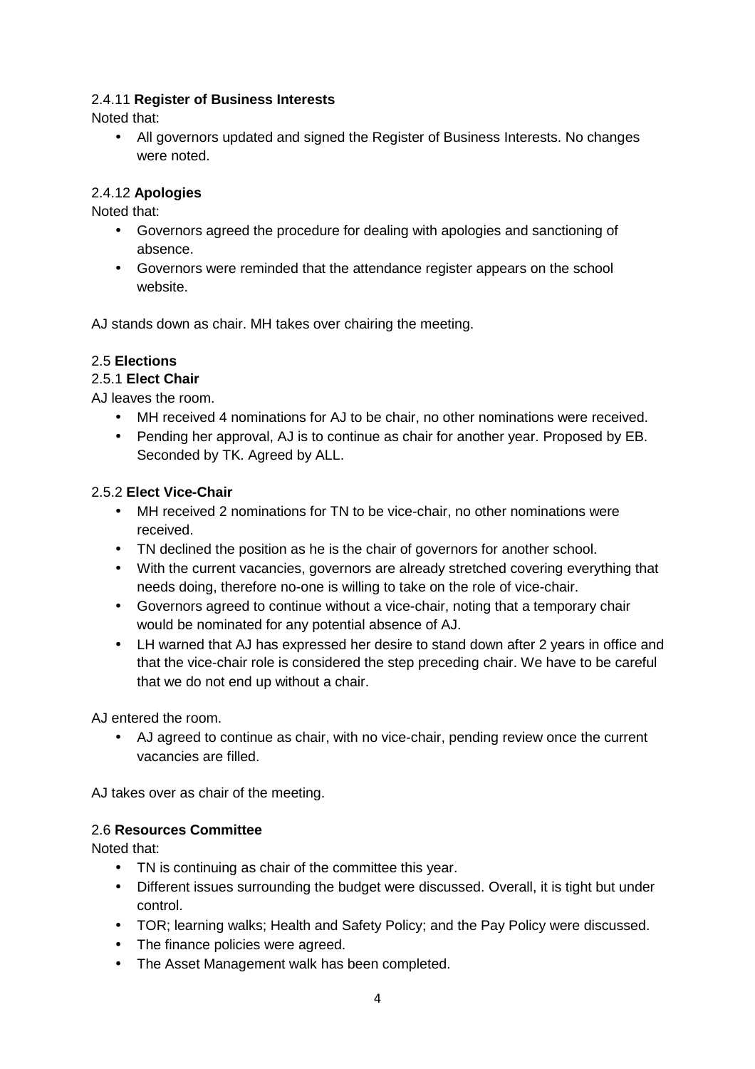2.4.11 **Register of Business Interests**

Noted that:

- All governors updated and signed the Register of Business Interests. No changes were noted.

2.4.12 **Apologies**

Noted that:

- Governors agreed the procedure for dealing with apologies and sanctioning of absence.
- Governors were reminded that the attendance register appears on the school website.

AJ stands down as chair. MH takes over chairing the meeting.

2.5 **Elections**

2.5.1 **Elect Chair**

AJ leaves the room.

- MH received 4 nominations for AJ to be chair, no other nominations were received.
- Pending her approval, AJ is to continue as chair for another year. Proposed by EB. Seconded by TK. Agreed by ALL.

2.5.2 **Elect Vice-Chair**

- MH received 2 nominations for TN to be vice-chair, no other nominations were received.
- TN declined the position as he is the chair of governors for another school.
- With the current vacancies, governors are already stretched covering everything that needs doing, therefore no-one is willing to take on the role of vice-chair.
- Governors agreed to continue without a vice-chair, noting that a temporary chair would be nominated for any potential absence of AJ.
- LH warned that AJ has expressed her desire to stand down after 2 years in office and that the vice-chair role is considered the step preceding chair. We have to be careful that we do not end up without a chair.

AJ entered the room.

- AJ agreed to continue as chair, with no vice-chair, pending review once the current vacancies are filled.

AJ takes over as chair of the meeting.

2.6 **Resources Committee**

Noted that:

- TN is continuing as chair of the committee this year.
- Different issues surrounding the budget were discussed. Overall, it is tight but under control.
- TOR; learning walks; Health and Safety Policy; and the Pay Policy were discussed.
- The finance policies were agreed.
- The Asset Management walk has been completed.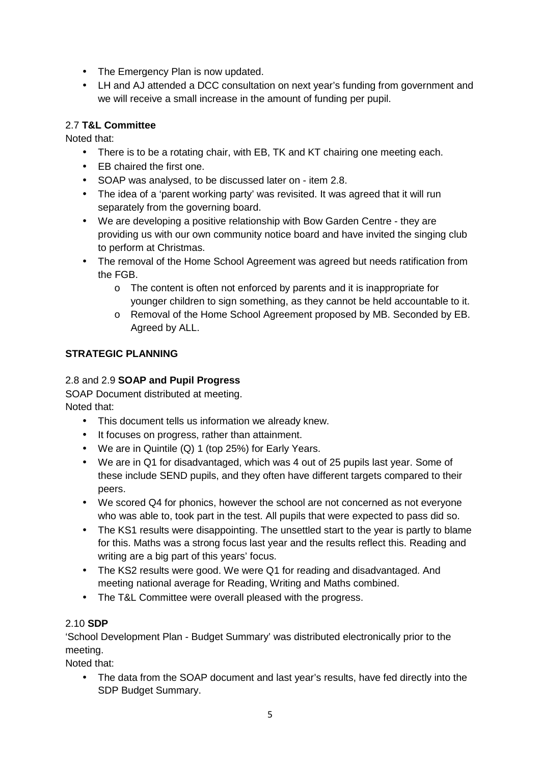- The Emergency Plan is now updated.
- LH and AJ attended a DCC consultation on next year's funding from government and we will receive a small increase in the amount of funding per pupil.

2.7 **T&L Committee**

Noted that:

- There is to be a rotating chair, with EB, TK and KT chairing one meeting each.
- EB chaired the first one.
- SOAP was analysed, to be discussed later on - item 2.8.
- The idea of a 'parent working party' was revisited. It was agreed that it will run separately from the governing board.
- We are developing a positive relationship with Bow Garden Centre - they are providing us with our own community notice board and have invited the singing club to perform at Christmas.
- The removal of the Home School Agreement was agreed but needs ratification from the FGB.
    - The content is often not enforced by parents and it is inappropriate for younger children to sign something, as they cannot be held accountable to it.
    - Removal of the Home School Agreement proposed by MB. Seconded by EB. Agreed by ALL.

**STRATEGIC PLANNING**

2.8 and 2.9 **SOAP and Pupil Progress**

SOAP Document distributed at meeting.

Noted that:

- This document tells us information we already knew.
- It focuses on progress, rather than attainment.
- We are in Quintile (Q) 1 (top 25%) for Early Years.
- We are in Q1 for disadvantaged, which was 4 out of 25 pupils last year. Some of these include SEND pupils, and they often have different targets compared to their peers.
- We scored Q4 for phonics, however the school are not concerned as not everyone who was able to, took part in the test. All pupils that were expected to pass did so.
- The KS1 results were disappointing. The unsettled start to the year is partly to blame for this. Maths was a strong focus last year and the results reflect this. Reading and writing are a big part of this years' focus.
- The KS2 results were good. We were Q1 for reading and disadvantaged. And meeting national average for Reading, Writing and Maths combined.
- The T&L Committee were overall pleased with the progress.

2.10 **SDP**

'School Development Plan - Budget Summary' was distributed electronically prior to the meeting.

Noted that:

- The data from the SOAP document and last year's results, have fed directly into the SDP Budget Summary.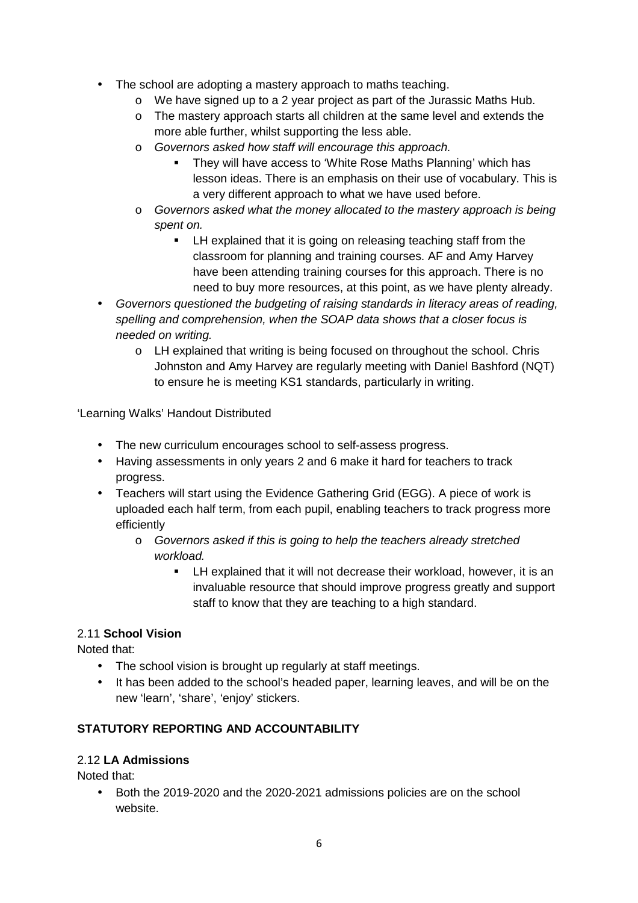- The school are adopting a mastery approach to maths teaching.
  - We have signed up to a 2 year project as part of the Jurassic Maths Hub.
  - The mastery approach starts all children at the same level and extends the more able further, whilst supporting the less able.
  - *Governors asked how staff will encourage this approach.*
    - They will have access to 'White Rose Maths Planning' which has lesson ideas. There is an emphasis on their use of vocabulary. This is a very different approach to what we have used before.
  - *Governors asked what the money allocated to the mastery approach is being spent on.*
    - LH explained that it is going on releasing teaching staff from the classroom for planning and training courses. AF and Amy Harvey have been attending training courses for this approach. There is no need to buy more resources, at this point, as we have plenty already.
- *Governors questioned the budgeting of raising standards in literacy areas of reading, spelling and comprehension, when the SOAP data shows that a closer focus is needed on writing.*
  - LH explained that writing is being focused on throughout the school. Chris Johnston and Amy Harvey are regularly meeting with Daniel Bashford (NQT) to ensure he is meeting KS1 standards, particularly in writing.

'Learning Walks' Handout Distributed

- The new curriculum encourages school to self-assess progress.
- Having assessments in only years 2 and 6 make it hard for teachers to track progress.
- Teachers will start using the Evidence Gathering Grid (EGG). A piece of work is uploaded each half term, from each pupil, enabling teachers to track progress more efficiently
  - *Governors asked if this is going to help the teachers already stretched workload.*
    - LH explained that it will not decrease their workload, however, it is an invaluable resource that should improve progress greatly and support staff to know that they are teaching to a high standard.

2.11 **School Vision**

Noted that:

- The school vision is brought up regularly at staff meetings.
- It has been added to the school's headed paper, learning leaves, and will be on the new 'learn', 'share', 'enjoy' stickers.

**STATUTORY REPORTING AND ACCOUNTABILITY**

2.12 **LA Admissions**

Noted that:

- Both the 2019-2020 and the 2020-2021 admissions policies are on the school website.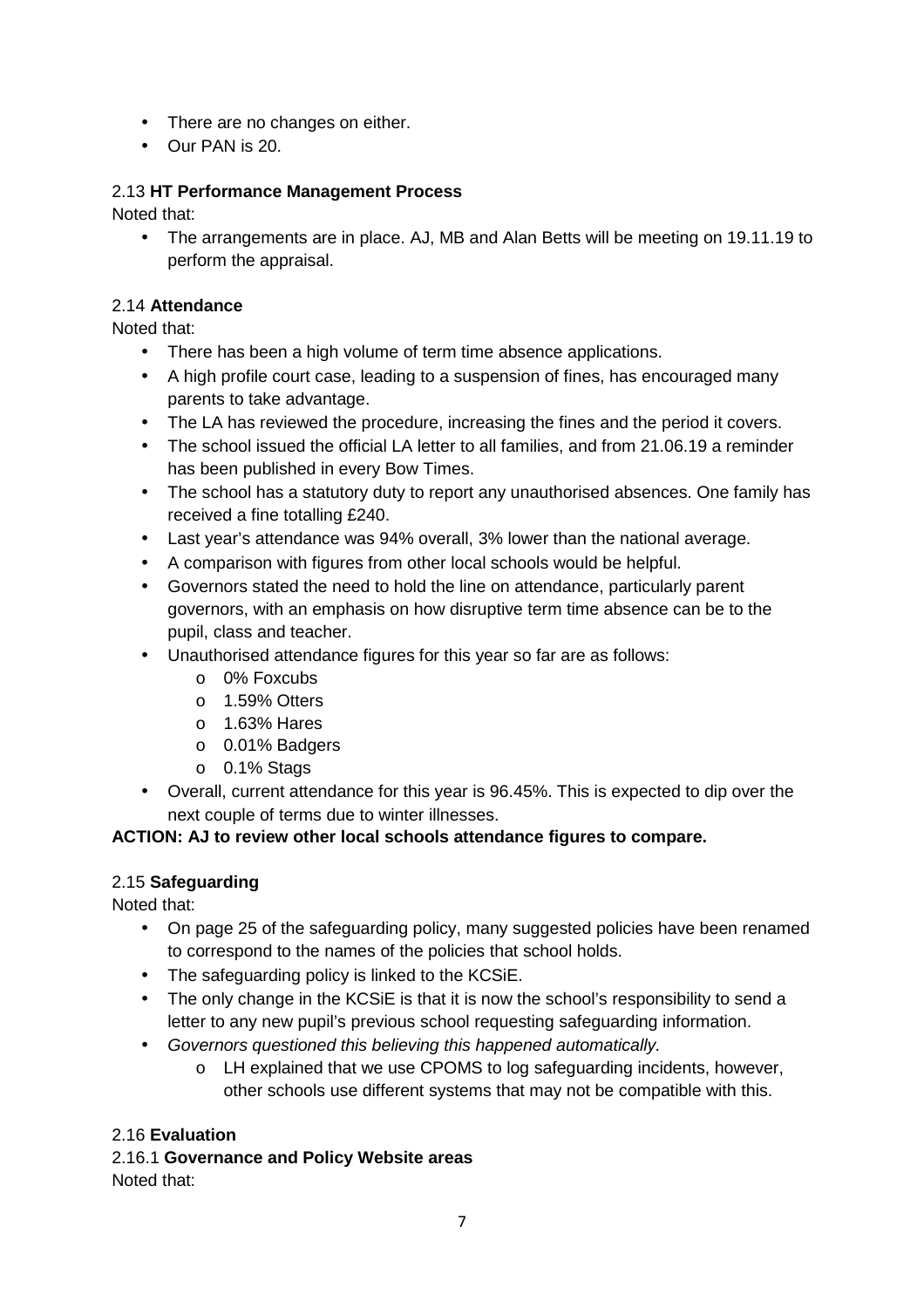- There are no changes on either.
- Our PAN is 20.

2.13 **HT Performance Management Process**

Noted that:

- The arrangements are in place. AJ, MB and Alan Betts will be meeting on 19.11.19 to perform the appraisal.

2.14 **Attendance**

Noted that:

- There has been a high volume of term time absence applications.
- A high profile court case, leading to a suspension of fines, has encouraged many parents to take advantage.
- The LA has reviewed the procedure, increasing the fines and the period it covers.
- The school issued the official LA letter to all families, and from 21.06.19 a reminder has been published in every Bow Times.
- The school has a statutory duty to report any unauthorised absences. One family has received a fine totalling £240.
- Last year's attendance was 94% overall, 3% lower than the national average.
- A comparison with figures from other local schools would be helpful.
- Governors stated the need to hold the line on attendance, particularly parent governors, with an emphasis on how disruptive term time absence can be to the pupil, class and teacher.
- Unauthorised attendance figures for this year so far are as follows:
    - 0% Foxcubs
    - 1.59% Otters
    - 1.63% Hares
    - 0.01% Badgers
    - 0.1% Stags
- Overall, current attendance for this year is 96.45%. This is expected to dip over the next couple of terms due to winter illnesses.

**ACTION: AJ to review other local schools attendance figures to compare.**

2.15 **Safeguarding**

Noted that:

- On page 25 of the safeguarding policy, many suggested policies have been renamed to correspond to the names of the policies that school holds.
- The safeguarding policy is linked to the KCSiE.
- The only change in the KCSiE is that it is now the school's responsibility to send a letter to any new pupil's previous school requesting safeguarding information.
- *Governors questioned this believing this happened automatically.*
    - LH explained that we use CPOMS to log safeguarding incidents, however, other schools use different systems that may not be compatible with this.

2.16 **Evaluation**

2.16.1 **Governance and Policy Website areas**

Noted that: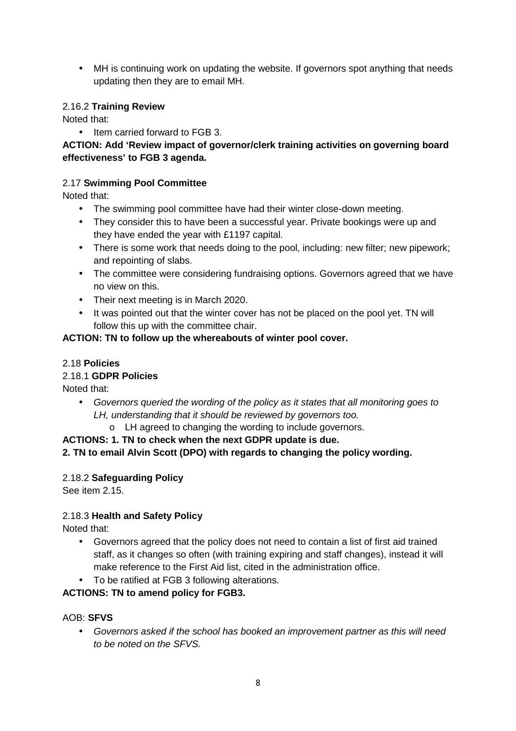- MH is continuing work on updating the website. If governors spot anything that needs updating then they are to email MH.

2.16.2 **Training Review**

Noted that:

- Item carried forward to FGB 3.

**ACTION: Add 'Review impact of governor/clerk training activities on governing board effectiveness' to FGB 3 agenda.**

2.17 **Swimming Pool Committee**

Noted that:

- The swimming pool committee have had their winter close-down meeting.
- They consider this to have been a successful year. Private bookings were up and they have ended the year with £1197 capital.
- There is some work that needs doing to the pool, including: new filter; new pipework; and repointing of slabs.
- The committee were considering fundraising options. Governors agreed that we have no view on this.
- Their next meeting is in March 2020.
- It was pointed out that the winter cover has not be placed on the pool yet. TN will follow this up with the committee chair.

**ACTION: TN to follow up the whereabouts of winter pool cover.**

2.18 **Policies**

2.18.1 **GDPR Policies**

Noted that:

- *Governors queried the wording of the policy as it states that all monitoring goes to LH, understanding that it should be reviewed by governors too.*
    - LH agreed to changing the wording to include governors.

**ACTIONS: 1. TN to check when the next GDPR update is due.**
**2. TN to email Alvin Scott (DPO) with regards to changing the policy wording.**

2.18.2 **Safeguarding Policy**

See item 2.15.

2.18.3 **Health and Safety Policy**

Noted that:

- Governors agreed that the policy does not need to contain a list of first aid trained staff, as it changes so often (with training expiring and staff changes), instead it will make reference to the First Aid list, cited in the administration office.
- To be ratified at FGB 3 following alterations.

**ACTIONS: TN to amend policy for FGB3.**

AOB: **SFVS**

- *Governors asked if the school has booked an improvement partner as this will need to be noted on the SFVS.*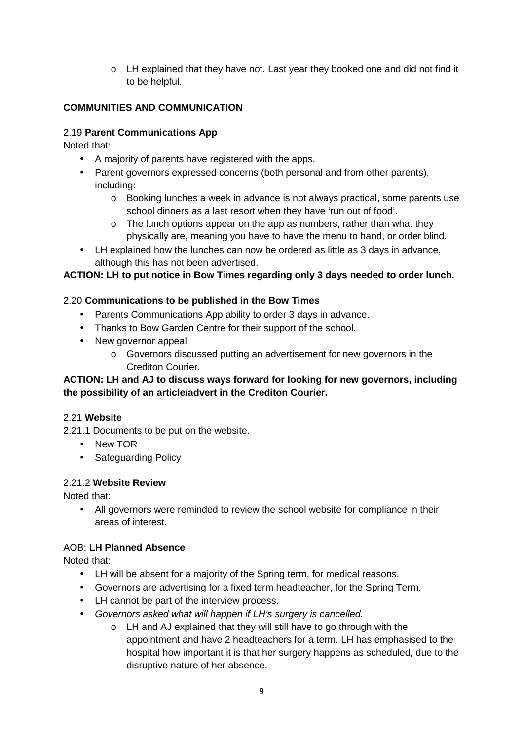- LH explained that they have not. Last year they booked one and did not find it to be helpful.

**COMMUNITIES AND COMMUNICATION**

2.19 **Parent Communications App**

Noted that:

- A majority of parents have registered with the apps.
- Parent governors expressed concerns (both personal and from other parents), including:
  - Booking lunches a week in advance is not always practical, some parents use school dinners as a last resort when they have 'run out of food'.
  - The lunch options appear on the app as numbers, rather than what they physically are, meaning you have to have the menu to hand, or order blind.
- LH explained how the lunches can now be ordered as little as 3 days in advance, although this has not been advertised.

**ACTION: LH to put notice in Bow Times regarding only 3 days needed to order lunch.**

2.20 **Communications to be published in the Bow Times**

- Parents Communications App ability to order 3 days in advance.
- Thanks to Bow Garden Centre for their support of the school.
- New governor appeal
  - Governors discussed putting an advertisement for new governors in the Crediton Courier.

**ACTION: LH and AJ to discuss ways forward for looking for new governors, including the possibility of an article/advert in the Crediton Courier.**

2.21 **Website**

2.21.1 Documents to be put on the website.

- New TOR
- Safeguarding Policy

2.21.2 **Website Review**

Noted that:

- All governors were reminded to review the school website for compliance in their areas of interest.

AOB: **LH Planned Absence**

Noted that:

- LH will be absent for a majority of the Spring term, for medical reasons.
- Governors are advertising for a fixed term headteacher, for the Spring Term.
- LH cannot be part of the interview process.
- *Governors asked what will happen if LH's surgery is cancelled.*
  - LH and AJ explained that they will still have to go through with the appointment and have 2 headteachers for a term. LH has emphasised to the hospital how important it is that her surgery happens as scheduled, due to the disruptive nature of her absence.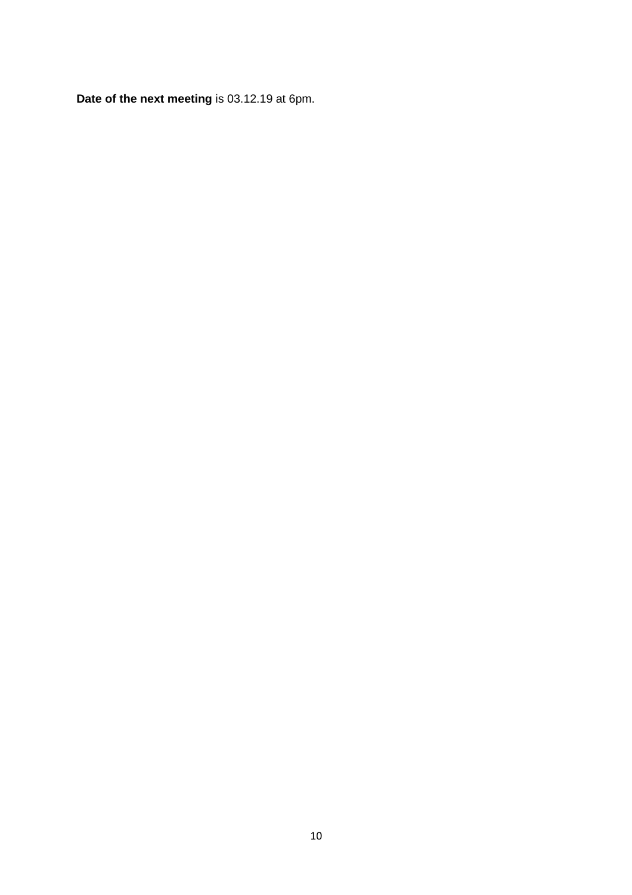**Date of the next meeting** is 03.12.19 at 6pm.